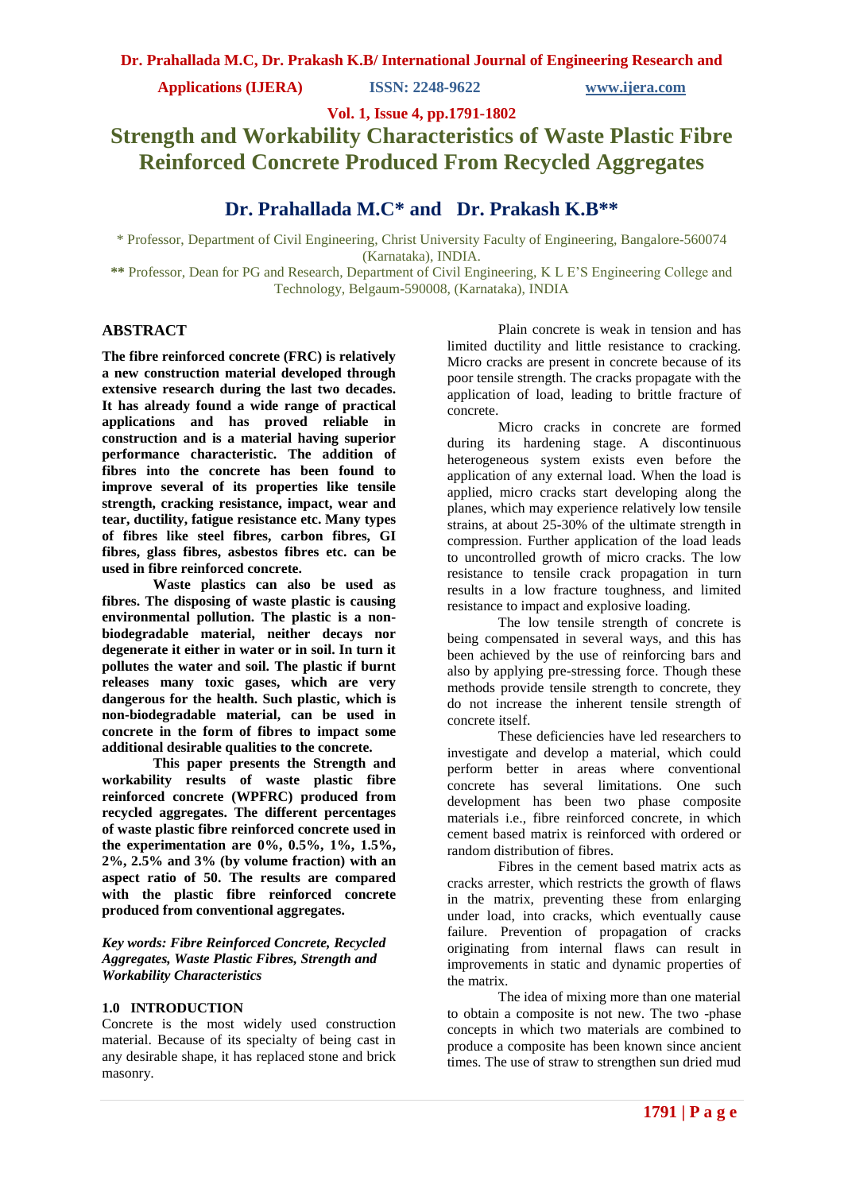# Strength and Workability Characteristics of Waste Plastic Fibre Reinforced Concrete Produced From Recycled Aggregates

## Dr. Prahallada M.C* and Dr. Prakash K.B**

\* Professor, Department of Civil Engineering, Christ University Faculty of Engineering, Bangalore-560074 (Karnataka), INDIA.

** Professor, Dean for PG and Research, Department of Civil Engineering, K L E'S Engineering College and Technology, Belgaum-590008, (Karnataka), INDIA

## ABSTRACT

**The fibre reinforced concrete (FRC) is relatively a new construction material developed through extensive research during the last two decades. It has already found a wide range of practical applications and has proved reliable in construction and is a material having superior performance characteristic. The addition of fibres into the concrete has been found to improve several of its properties like tensile strength, cracking resistance, impact, wear and tear, ductility, fatigue resistance etc. Many types of fibres like steel fibres, carbon fibres, GI fibres, glass fibres, asbestos fibres etc. can be used in fibre reinforced concrete.**

**Waste plastics can also be used as fibres. The disposing of waste plastic is causing environmental pollution. The plastic is a non-biodegradable material, neither decays nor degenerate it either in water or in soil. In turn it pollutes the water and soil. The plastic if burnt releases many toxic gases, which are very dangerous for the health. Such plastic, which is non-biodegradable material, can be used in concrete in the form of fibres to impact some additional desirable qualities to the concrete.**

**This paper presents the Strength and workability results of waste plastic fibre reinforced concrete (WPFRC) produced from recycled aggregates. The different percentages of waste plastic fibre reinforced concrete used in the experimentation are 0%, 0.5%, 1%, 1.5%, 2%, 2.5% and 3% (by volume fraction) with an aspect ratio of 50. The results are compared with the plastic fibre reinforced concrete produced from conventional aggregates.**

***Key words: Fibre Reinforced Concrete, Recycled Aggregates, Waste Plastic Fibres, Strength and Workability Characteristics***

## 1.0 INTRODUCTION

Concrete is the most widely used construction material. Because of its specialty of being cast in any desirable shape, it has replaced stone and brick masonry.

Plain concrete is weak in tension and has limited ductility and little resistance to cracking. Micro cracks are present in concrete because of its poor tensile strength. The cracks propagate with the application of load, leading to brittle fracture of concrete.

Micro cracks in concrete are formed during its hardening stage. A discontinuous heterogeneous system exists even before the application of any external load. When the load is applied, micro cracks start developing along the planes, which may experience relatively low tensile strains, at about 25-30% of the ultimate strength in compression. Further application of the load leads to uncontrolled growth of micro cracks. The low resistance to tensile crack propagation in turn results in a low fracture toughness, and limited resistance to impact and explosive loading.

The low tensile strength of concrete is being compensated in several ways, and this has been achieved by the use of reinforcing bars and also by applying pre-stressing force. Though these methods provide tensile strength to concrete, they do not increase the inherent tensile strength of concrete itself.

These deficiencies have led researchers to investigate and develop a material, which could perform better in areas where conventional concrete has several limitations. One such development has been two phase composite materials i.e., fibre reinforced concrete, in which cement based matrix is reinforced with ordered or random distribution of fibres.

Fibres in the cement based matrix acts as cracks arrester, which restricts the growth of flaws in the matrix, preventing these from enlarging under load, into cracks, which eventually cause failure. Prevention of propagation of cracks originating from internal flaws can result in improvements in static and dynamic properties of the matrix.

The idea of mixing more than one material to obtain a composite is not new. The two -phase concepts in which two materials are combined to produce a composite has been known since ancient times. The use of straw to strengthen sun dried mud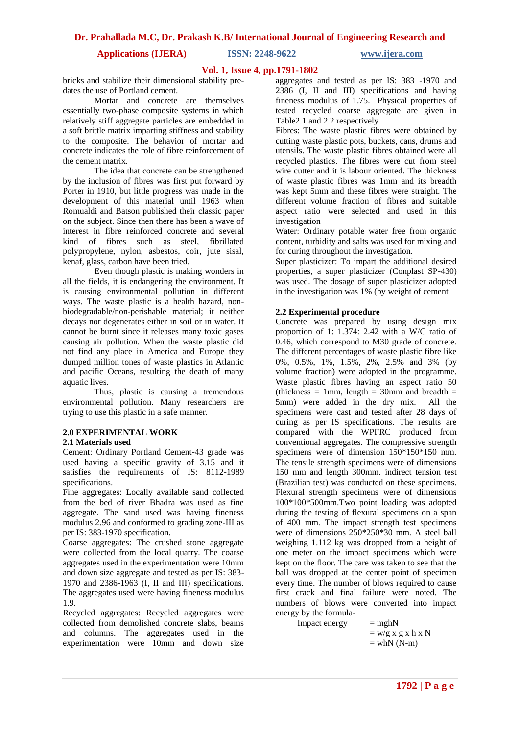bricks and stabilize their dimensional stability pre-dates the use of Portland cement.

Mortar and concrete are themselves essentially two-phase composite systems in which relatively stiff aggregate particles are embedded in a soft brittle matrix imparting stiffness and stability to the composite. The behavior of mortar and concrete indicates the role of fibre reinforcement of the cement matrix.

The idea that concrete can be strengthened by the inclusion of fibres was first put forward by Porter in 1910, but little progress was made in the development of this material until 1963 when Romualdi and Batson published their classic paper on the subject. Since then there has been a wave of interest in fibre reinforced concrete and several kind of fibres such as steel, fibrillated polypropylene, nylon, asbestos, coir, jute sisal, kenaf, glass, carbon have been tried.

Even though plastic is making wonders in all the fields, it is endangering the environment. It is causing environmental pollution in different ways. The waste plastic is a health hazard, non-biodegradable/non-perishable material; it neither decays nor degenerates either in soil or in water. It cannot be burnt since it releases many toxic gases causing air pollution. When the waste plastic did not find any place in America and Europe they dumped million tones of waste plastics in Atlantic and pacific Oceans, resulting the death of many aquatic lives.

Thus, plastic is causing a tremendous environmental pollution. Many researchers are trying to use this plastic in a safe manner.

## 2.0 EXPERIMENTAL WORK

### 2.1 Materials used

Cement: Ordinary Portland Cement-43 grade was used having a specific gravity of 3.15 and it satisfies the requirements of IS: 8112-1989 specifications.

Fine aggregates: Locally available sand collected from the bed of river Bhadra was used as fine aggregate. The sand used was having fineness modulus 2.96 and conformed to grading zone-III as per IS: 383-1970 specification.

Coarse aggregates: The crushed stone aggregate were collected from the local quarry. The coarse aggregates used in the experimentation were 10mm and down size aggregate and tested as per IS: 383-1970 and 2386-1963 (I, II and III) specifications. The aggregates used were having fineness modulus 1.9.

Recycled aggregates: Recycled aggregates were collected from demolished concrete slabs, beams and columns. The aggregates used in the experimentation were 10mm and down size aggregates and tested as per IS: 383 -1970 and 2386 (I, II and III) specifications and having fineness modulus of 1.75. Physical properties of tested recycled coarse aggregate are given in Table2.1 and 2.2 respectively

Fibres: The waste plastic fibres were obtained by cutting waste plastic pots, buckets, cans, drums and utensils. The waste plastic fibres obtained were all recycled plastics. The fibres were cut from steel wire cutter and it is labour oriented. The thickness of waste plastic fibres was 1mm and its breadth was kept 5mm and these fibres were straight. The different volume fraction of fibres and suitable aspect ratio were selected and used in this investigation

Water: Ordinary potable water free from organic content, turbidity and salts was used for mixing and for curing throughout the investigation.

Super plasticizer: To impart the additional desired properties, a super plasticizer (Conplast SP-430) was used. The dosage of super plasticizer adopted in the investigation was 1% (by weight of cement

### 2.2 Experimental procedure

Concrete was prepared by using design mix proportion of 1: 1.374: 2.42 with a W/C ratio of 0.46, which correspond to M30 grade of concrete. The different percentages of waste plastic fibre like 0%, 0.5%, 1%, 1.5%, 2%, 2.5% and 3% (by volume fraction) were adopted in the programme. Waste plastic fibres having an aspect ratio 50 (thickness = 1mm, length = 30mm and breadth = 5mm) were added in the dry mix. All the specimens were cast and tested after 28 days of curing as per IS specifications. The results are compared with the WPFRC produced from conventional aggregates. The compressive strength specimens were of dimension 150*150*150 mm. The tensile strength specimens were of dimensions 150 mm and length 300mm. indirect tension test (Brazilian test) was conducted on these specimens. Flexural strength specimens were of dimensions 100*100*500mm.Two point loading was adopted during the testing of flexural specimens on a span of 400 mm. The impact strength test specimens were of dimensions 250*250*30 mm. A steel ball weighing 1.112 kg was dropped from a height of one meter on the impact specimens which were kept on the floor. The care was taken to see that the ball was dropped at the center point of specimen every time. The number of blows required to cause first crack and final failure were noted. The numbers of blows were converted into impact energy by the formula-

$$
\begin{aligned}
\text{Impact energy} &= mghN \\
&= w/g \times g \times h \times N \\
&= whN \text{ (N-m)}
\end{aligned}
$$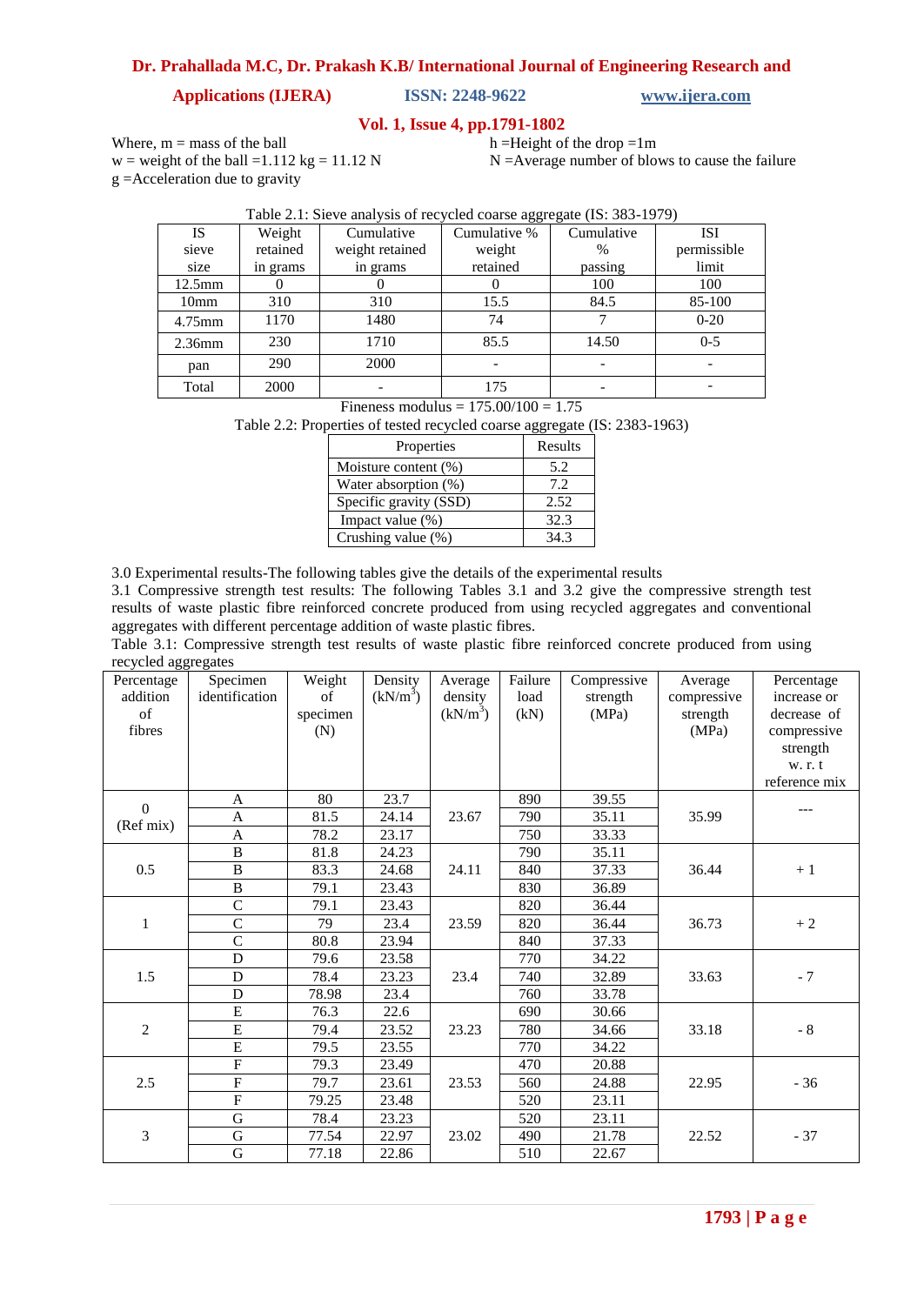Where, m = mass of the ball
w = weight of the ball =1.112 kg = 11.12 N
g =Acceleration due to gravity

h =Height of the drop =1m
N =Average number of blows to cause the failure

Table 2.1: Sieve analysis of recycled coarse aggregate (IS: 383-1979)

| IS sieve size | Weight retained in grams | Cumulative weight retained in grams | Cumulative % weight retained | Cumulative % passing | ISI permissible limit |
|---|---|---|---|---|---|
| 12.5mm | 0 | 0 | 0 | 100 | 100 |
| 10mm | 310 | 310 | 15.5 | 84.5 | 85-100 |
| 4.75mm | 1170 | 1480 | 74 | 7 | 0-20 |
| 2.36mm | 230 | 1710 | 85.5 | 14.50 | 0-5 |
| pan | 290 | 2000 | - | - | - |
| Total | 2000 | - | 175 | - | - |

Fineness modulus = 175.00/100 = 1.75

Table 2.2: Properties of tested recycled coarse aggregate (IS: 2383-1963)

| Properties | Results |
|---|---|
| Moisture content (%) | 5.2 |
| Water absorption (%) | 7.2 |
| Specific gravity (SSD) | 2.52 |
| Impact value (%) | 32.3 |
| Crushing value (%) | 34.3 |

3.0 Experimental results-The following tables give the details of the experimental results

3.1 Compressive strength test results: The following Tables 3.1 and 3.2 give the compressive strength test results of waste plastic fibre reinforced concrete produced from using recycled aggregates and conventional aggregates with different percentage addition of waste plastic fibres.

Table 3.1: Compressive strength test results of waste plastic fibre reinforced concrete produced from using recycled aggregates

| Percentage addition of fibres | Specimen identification | Weight of specimen (N) | Density ($kN/m^3$) | Average density ($kN/m^3$) | Failure load (kN) | Compressive strength (MPa) | Average compressive strength (MPa) | Percentage increase or decrease of compressive strength w. r. t reference mix |
|---|---|---|---|---|---|---|---|---|
| 0 (Ref mix) | A | 80 | 23.7 | 23.67 | 890 | 39.55 | 35.99 | --- |
| | A | 81.5 | 24.14 | | 790 | 35.11 | | |
| | A | 78.2 | 23.17 | | 750 | 33.33 | | |
| 0.5 | B | 81.8 | 24.23 | 24.11 | 790 | 35.11 | 36.44 | + 1 |
| | B | 83.3 | 24.68 | | 840 | 37.33 | | |
| | B | 79.1 | 23.43 | | 830 | 36.89 | | |
| 1 | C | 79.1 | 23.43 | 23.59 | 820 | 36.44 | 36.73 | + 2 |
| | C | 79 | 23.4 | | 820 | 36.44 | | |
| | C | 80.8 | 23.94 | | 840 | 37.33 | | |
| 1.5 | D | 79.6 | 23.58 | 23.4 | 770 | 34.22 | 33.63 | - 7 |
| | D | 78.4 | 23.23 | | 740 | 32.89 | | |
| | D | 78.98 | 23.4 | | 760 | 33.78 | | |
| 2 | E | 76.3 | 22.6 | 23.23 | 690 | 30.66 | 33.18 | - 8 |
| | E | 79.4 | 23.52 | | 780 | 34.66 | | |
| | E | 79.5 | 23.55 | | 770 | 34.22 | | |
| 2.5 | F | 79.3 | 23.49 | 23.53 | 470 | 20.88 | 22.95 | - 36 |
| | F | 79.7 | 23.61 | | 560 | 24.88 | | |
| | F | 79.25 | 23.48 | | 520 | 23.11 | | |
| 3 | G | 78.4 | 23.23 | 23.02 | 520 | 23.11 | 22.52 | - 37 |
| | G | 77.54 | 22.97 | | 490 | 21.78 | | |
| | G | 77.18 | 22.86 | | 510 | 22.67 | | |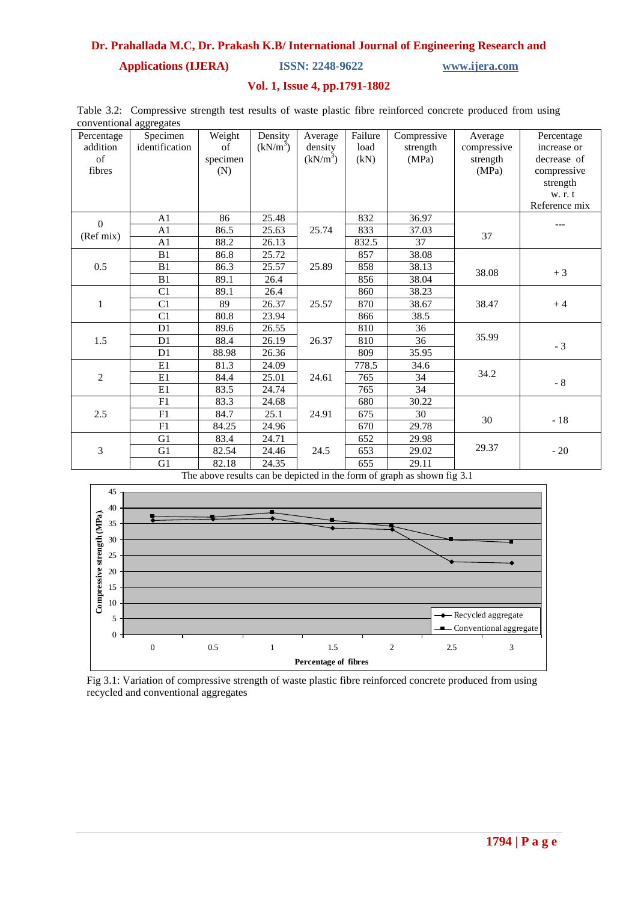Table 3.2: Compressive strength test results of waste plastic fibre reinforced concrete produced from using conventional aggregates

| Percentage addition of fibres | Specimen identification | Weight of specimen (N) | Density ($kN/m^3$) | Average density ($kN/m^3$) | Failure load (kN) | Compressive strength (MPa) | Average compressive strength (MPa) | Percentage increase or decrease of compressive strength w. r. t Reference mix |
|---|---|---|---|---|---|---|---|---|
| 0 (Ref mix) | A1 | 86 | 25.48 | 25.74 | 832 | 36.97 | 37 | --- |
| | A1 | 86.5 | 25.63 | | 833 | 37.03 | | |
| | A1 | 88.2 | 26.13 | | 832.5 | 37 | | |
| 0.5 | B1 | 86.8 | 25.72 | 25.89 | 857 | 38.08 | 38.08 | + 3 |
| | B1 | 86.3 | 25.57 | | 858 | 38.13 | | |
| | B1 | 89.1 | 26.4 | | 856 | 38.04 | | |
| 1 | C1 | 89.1 | 26.4 | 25.57 | 860 | 38.23 | 38.47 | + 4 |
| | C1 | 89 | 26.37 | | 870 | 38.67 | | |
| | C1 | 80.8 | 23.94 | | 866 | 38.5 | | |
| 1.5 | D1 | 89.6 | 26.55 | 26.37 | 810 | 36 | 35.99 | - 3 |
| | D1 | 88.4 | 26.19 | | 810 | 36 | | |
| | D1 | 88.98 | 26.36 | | 809 | 35.95 | | |
| 2 | E1 | 81.3 | 24.09 | 24.61 | 778.5 | 34.6 | 34.2 | - 8 |
| | E1 | 84.4 | 25.01 | | 765 | 34 | | |
| | E1 | 83.5 | 24.74 | | 765 | 34 | | |
| 2.5 | F1 | 83.3 | 24.68 | 24.91 | 680 | 30.22 | 30 | - 18 |
| | F1 | 84.7 | 25.1 | | 675 | 30 | | |
| | F1 | 84.25 | 24.96 | | 670 | 29.78 | | |
| 3 | G1 | 83.4 | 24.71 | 24.5 | 652 | 29.98 | 29.37 | - 20 |
| | G1 | 82.54 | 24.46 | | 653 | 29.02 | | |
| | G1 | 82.18 | 24.35 | | 655 | 29.11 | | |

The above results can be depicted in the form of graph as shown fig 3.1

Fig 3.1: Variation of compressive strength of waste plastic fibre reinforced concrete produced from using recycled and conventional aggregates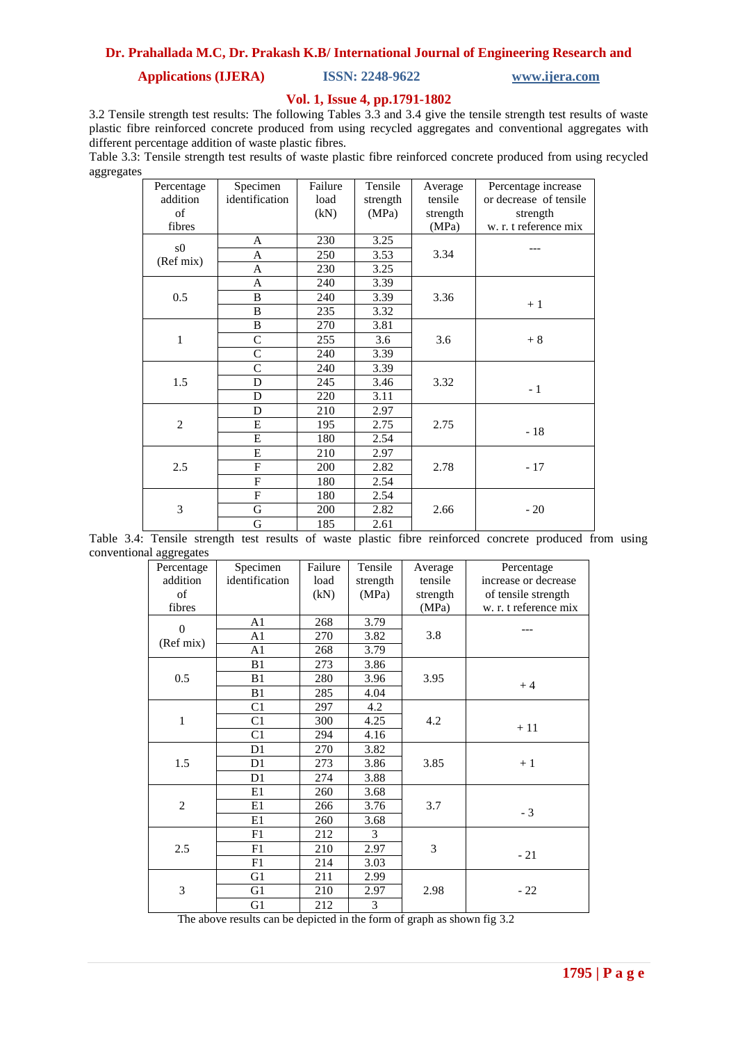3.2 Tensile strength test results: The following Tables 3.3 and 3.4 give the tensile strength test results of waste plastic fibre reinforced concrete produced from using recycled aggregates and conventional aggregates with different percentage addition of waste plastic fibres.

Table 3.3: Tensile strength test results of waste plastic fibre reinforced concrete produced from using recycled aggregates

| Percentage addition of fibres | Specimen identification | Failure load (kN) | Tensile strength (MPa) | Average tensile strength (MPa) | Percentage increase or decrease of tensile strength w. r. t reference mix |
|---|---|---|---|---|---|
| s0 (Ref mix) | A | 230 | 3.25 | 3.34 | --- |
| | A | 250 | 3.53 | | |
| | A | 230 | 3.25 | | |
| 0.5 | A | 240 | 3.39 | 3.36 | + 1 |
| | B | 240 | 3.39 | | |
| | B | 235 | 3.32 | | |
| 1 | B | 270 | 3.81 | 3.6 | + 8 |
| | C | 255 | 3.6 | | |
| | C | 240 | 3.39 | | |
| 1.5 | C | 240 | 3.39 | 3.32 | - 1 |
| | D | 245 | 3.46 | | |
| | D | 220 | 3.11 | | |
| 2 | D | 210 | 2.97 | 2.75 | - 18 |
| | E | 195 | 2.75 | | |
| | E | 180 | 2.54 | | |
| 2.5 | E | 210 | 2.97 | 2.78 | - 17 |
| | F | 200 | 2.82 | | |
| | F | 180 | 2.54 | | |
| 3 | F | 180 | 2.54 | 2.66 | - 20 |
| | G | 200 | 2.82 | | |
| | G | 185 | 2.61 | | |

Table 3.4: Tensile strength test results of waste plastic fibre reinforced concrete produced from using conventional aggregates

| Percentage addition of fibres | Specimen identification | Failure load (kN) | Tensile strength (MPa) | Average tensile strength (MPa) | Percentage increase or decrease of tensile strength w. r. t reference mix |
|---|---|---|---|---|---|
| 0 (Ref mix) | A1 | 268 | 3.79 | 3.8 | --- |
| | A1 | 270 | 3.82 | | |
| | A1 | 268 | 3.79 | | |
| 0.5 | B1 | 273 | 3.86 | 3.95 | + 4 |
| | B1 | 280 | 3.96 | | |
| | B1 | 285 | 4.04 | | |
| 1 | C1 | 297 | 4.2 | 4.2 | + 11 |
| | C1 | 300 | 4.25 | | |
| | C1 | 294 | 4.16 | | |
| 1.5 | D1 | 270 | 3.82 | 3.85 | + 1 |
| | D1 | 273 | 3.86 | | |
| | D1 | 274 | 3.88 | | |
| 2 | E1 | 260 | 3.68 | 3.7 | - 3 |
| | E1 | 266 | 3.76 | | |
| | E1 | 260 | 3.68 | | |
| 2.5 | F1 | 212 | 3 | 3 | - 21 |
| | F1 | 210 | 2.97 | | |
| | F1 | 214 | 3.03 | | |
| 3 | G1 | 211 | 2.99 | 2.98 | - 22 |
| | G1 | 210 | 2.97 | | |
| | G1 | 212 | 3 | | |

The above results can be depicted in the form of graph as shown fig 3.2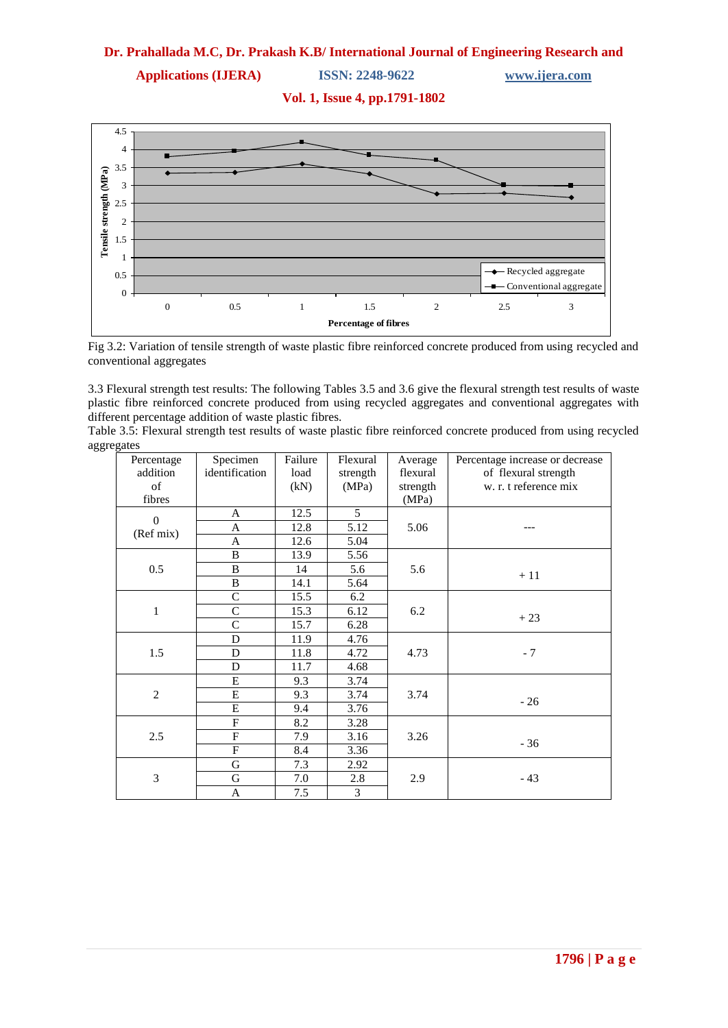Fig 3.2: Variation of tensile strength of waste plastic fibre reinforced concrete produced from using recycled and conventional aggregates

3.3 Flexural strength test results: The following Tables 3.5 and 3.6 give the flexural strength test results of waste plastic fibre reinforced concrete produced from using recycled aggregates and conventional aggregates with different percentage addition of waste plastic fibres.

Table 3.5: Flexural strength test results of waste plastic fibre reinforced concrete produced from using recycled aggregates

| Percentage addition of fibres | Specimen identification | Failure load (kN) | Flexural strength (MPa) | Average flexural strength (MPa) | Percentage increase or decrease of flexural strength w. r. t reference mix |
|---|---|---|---|---|---|
| 0 (Ref mix) | A | 12.5 | 5 | 5.06 | --- |
| | A | 12.8 | 5.12 | | |
| | A | 12.6 | 5.04 | | |
| 0.5 | B | 13.9 | 5.56 | 5.6 | + 11 |
| | B | 14 | 5.6 | | |
| | B | 14.1 | 5.64 | | |
| 1 | C | 15.5 | 6.2 | 6.2 | + 23 |
| | C | 15.3 | 6.12 | | |
| | C | 15.7 | 6.28 | | |
| 1.5 | D | 11.9 | 4.76 | 4.73 | - 7 |
| | D | 11.8 | 4.72 | | |
| | D | 11.7 | 4.68 | | |
| 2 | E | 9.3 | 3.74 | 3.74 | - 26 |
| | E | 9.3 | 3.74 | | |
| | E | 9.4 | 3.76 | | |
| 2.5 | F | 8.2 | 3.28 | 3.26 | - 36 |
| | F | 7.9 | 3.16 | | |
| | F | 8.4 | 3.36 | | |
| 3 | G | 7.3 | 2.92 | 2.9 | - 43 |
| | G | 7.0 | 2.8 | | |
| | A | 7.5 | 3 | | |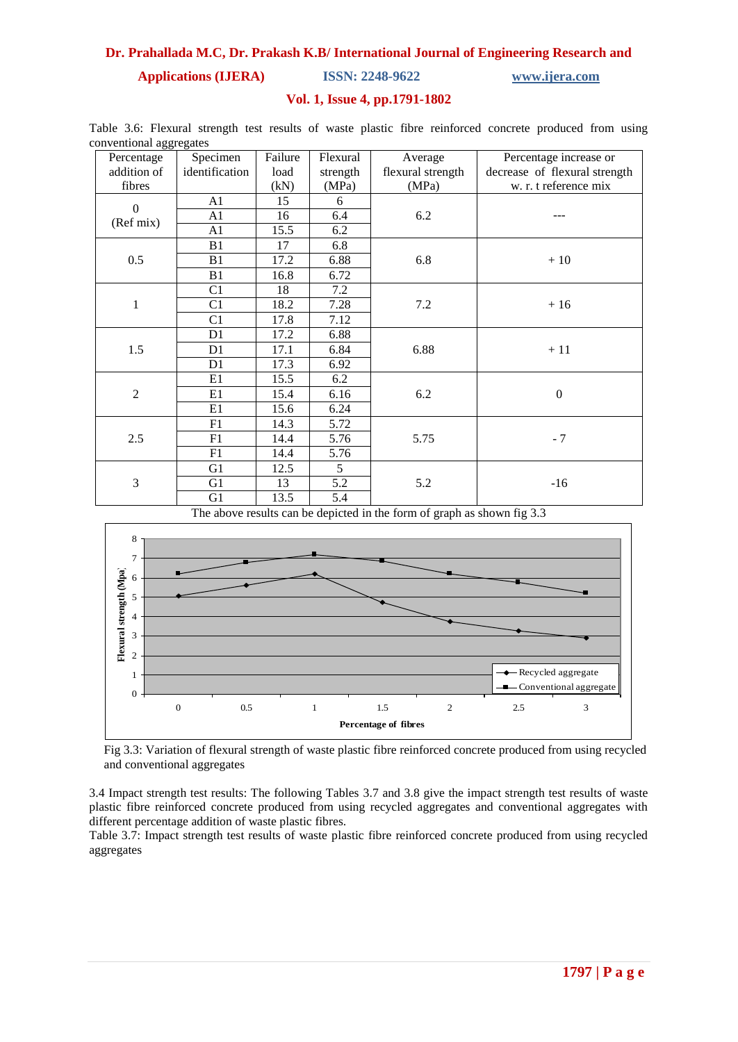Table 3.6: Flexural strength test results of waste plastic fibre reinforced concrete produced from using conventional aggregates

| Percentage addition of fibres | Specimen identification | Failure load (kN) | Flexural strength (MPa) | Average flexural strength (MPa) | Percentage increase or decrease of flexural strength w. r. t reference mix |
|---|---|---|---|---|---|
| 0 (Ref mix) | A1 | 15 | 6 | 6.2 | --- |
| | A1 | 16 | 6.4 | | |
| | A1 | 15.5 | 6.2 | | |
| 0.5 | B1 | 17 | 6.8 | 6.8 | + 10 |
| | B1 | 17.2 | 6.88 | | |
| | B1 | 16.8 | 6.72 | | |
| 1 | C1 | 18 | 7.2 | 7.2 | + 16 |
| | C1 | 18.2 | 7.28 | | |
| | C1 | 17.8 | 7.12 | | |
| 1.5 | D1 | 17.2 | 6.88 | 6.88 | + 11 |
| | D1 | 17.1 | 6.84 | | |
| | D1 | 17.3 | 6.92 | | |
| 2 | E1 | 15.5 | 6.2 | 6.2 | 0 |
| | E1 | 15.4 | 6.16 | | |
| | E1 | 15.6 | 6.24 | | |
| 2.5 | F1 | 14.3 | 5.72 | 5.75 | - 7 |
| | F1 | 14.4 | 5.76 | | |
| | F1 | 14.4 | 5.76 | | |
| 3 | G1 | 12.5 | 5 | 5.2 | -16 |
| | G1 | 13 | 5.2 | | |
| | G1 | 13.5 | 5.4 | | |

The above results can be depicted in the form of graph as shown fig 3.3

Fig 3.3: Variation of flexural strength of waste plastic fibre reinforced concrete produced from using recycled and conventional aggregates

3.4 Impact strength test results: The following Tables 3.7 and 3.8 give the impact strength test results of waste plastic fibre reinforced concrete produced from using recycled aggregates and conventional aggregates with different percentage addition of waste plastic fibres.

Table 3.7: Impact strength test results of waste plastic fibre reinforced concrete produced from using recycled aggregates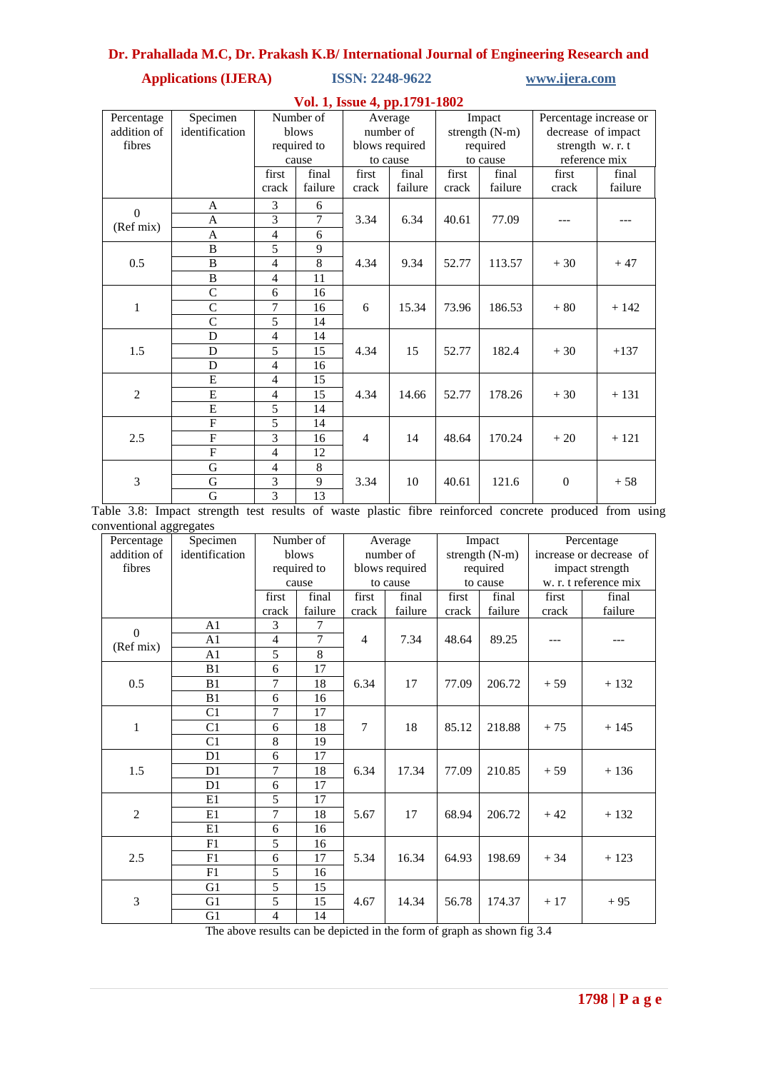| Percentage addition of fibres | Specimen identification | Number of blows required to cause | | Average number of blows required to cause | | Impact strength (N-m) required to cause | | Percentage increase or decrease of impact strength w. r. t reference mix | |
|---|---|---|---|---|---|---|---|---|---|
| | | first crack | final failure | first crack | final failure | first crack | final failure | first crack | final failure |
| 0 (Ref mix) | A | 3 | 6 | 3.34 | 6.34 | 40.61 | 77.09 | --- | --- |
| | A | 3 | 7 | | | | | | |
| | A | 4 | 6 | | | | | | |
| 0.5 | B | 5 | 9 | 4.34 | 9.34 | 52.77 | 113.57 | + 30 | + 47 |
| | B | 4 | 8 | | | | | | |
| | B | 4 | 11 | | | | | | |
| 1 | C | 6 | 16 | 6 | 15.34 | 73.96 | 186.53 | + 80 | + 142 |
| | C | 7 | 16 | | | | | | |
| | C | 5 | 14 | | | | | | |
| 1.5 | D | 4 | 14 | 4.34 | 15 | 52.77 | 182.4 | + 30 | +137 |
| | D | 5 | 15 | | | | | | |
| | D | 4 | 16 | | | | | | |
| 2 | E | 4 | 15 | 4.34 | 14.66 | 52.77 | 178.26 | + 30 | + 131 |
| | E | 4 | 15 | | | | | | |
| | E | 5 | 14 | | | | | | |
| 2.5 | F | 5 | 14 | 4 | 14 | 48.64 | 170.24 | + 20 | + 121 |
| | F | 3 | 16 | | | | | | |
| | F | 4 | 12 | | | | | | |
| 3 | G | 4 | 8 | 3.34 | 10 | 40.61 | 121.6 | 0 | + 58 |
| | G | 3 | 9 | | | | | | |
| | G | 3 | 13 | | | | | | |

Table 3.8: Impact strength test results of waste plastic fibre reinforced concrete produced from using conventional aggregates

| Percentage addition of fibres | Specimen identification | Number of blows required to cause | | Average number of blows required to cause | | Impact strength (N-m) required to cause | | Percentage increase or decrease of impact strength w. r. t reference mix | |
|---|---|---|---|---|---|---|---|---|---|
| | | first crack | final failure | first crack | final failure | first crack | final failure | first crack | final failure |
| 0 (Ref mix) | A1 | 3 | 7 | 4 | 7.34 | 48.64 | 89.25 | --- | --- |
| | A1 | 4 | 7 | | | | | | |
| | A1 | 5 | 8 | | | | | | |
| 0.5 | B1 | 6 | 17 | 6.34 | 17 | 77.09 | 206.72 | + 59 | + 132 |
| | B1 | 7 | 18 | | | | | | |
| | B1 | 6 | 16 | | | | | | |
| 1 | C1 | 7 | 17 | 7 | 18 | 85.12 | 218.88 | + 75 | + 145 |
| | C1 | 6 | 18 | | | | | | |
| | C1 | 8 | 19 | | | | | | |
| 1.5 | D1 | 6 | 17 | 6.34 | 17.34 | 77.09 | 210.85 | + 59 | + 136 |
| | D1 | 7 | 18 | | | | | | |
| | D1 | 6 | 17 | | | | | | |
| 2 | E1 | 5 | 17 | 5.67 | 17 | 68.94 | 206.72 | + 42 | + 132 |
| | E1 | 7 | 18 | | | | | | |
| | E1 | 6 | 16 | | | | | | |
| 2.5 | F1 | 5 | 16 | 5.34 | 16.34 | 64.93 | 198.69 | + 34 | + 123 |
| | F1 | 6 | 17 | | | | | | |
| | F1 | 5 | 16 | | | | | | |
| 3 | G1 | 5 | 15 | 4.67 | 14.34 | 56.78 | 174.37 | + 17 | + 95 |
| | G1 | 5 | 15 | | | | | | |
| | G1 | 4 | 14 | | | | | | |

The above results can be depicted in the form of graph as shown fig 3.4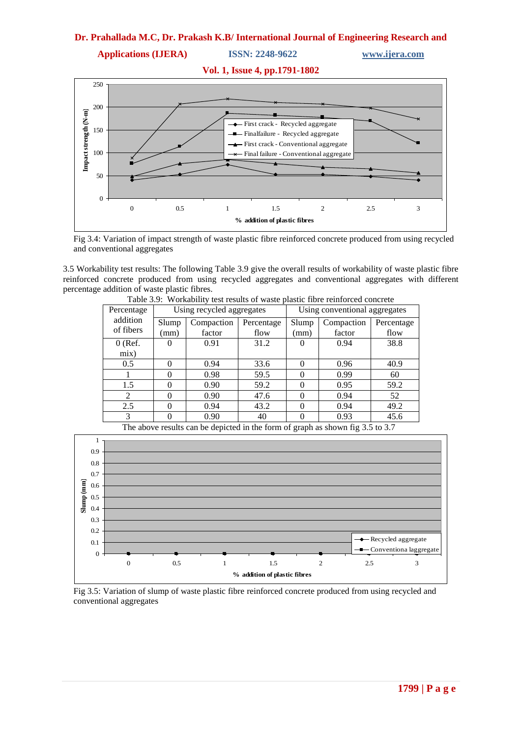Fig 3.4: Variation of impact strength of waste plastic fibre reinforced concrete produced from using recycled and conventional aggregates

3.5 Workability test results: The following Table 3.9 give the overall results of workability of waste plastic fibre reinforced concrete produced from using recycled aggregates and conventional aggregates with different percentage addition of waste plastic fibres.

Table 3.9: Workability test results of waste plastic fibre reinforced concrete

| Percentage addition of fibers | Using recycled aggregates | | | Using conventional aggregates | | |
|---|---|---|---|---|---|---|
| | Slump (mm) | Compaction factor | Percentage flow | Slump (mm) | Compaction factor | Percentage flow |
| 0 (Ref. mix) | 0 | 0.91 | 31.2 | 0 | 0.94 | 38.8 |
| 0.5 | 0 | 0.94 | 33.6 | 0 | 0.96 | 40.9 |
| 1 | 0 | 0.98 | 59.5 | 0 | 0.99 | 60 |
| 1.5 | 0 | 0.90 | 59.2 | 0 | 0.95 | 59.2 |
| 2 | 0 | 0.90 | 47.6 | 0 | 0.94 | 52 |
| 2.5 | 0 | 0.94 | 43.2 | 0 | 0.94 | 49.2 |
| 3 | 0 | 0.90 | 40 | 0 | 0.93 | 45.6 |

The above results can be depicted in the form of graph as shown fig 3.5 to 3.7

Fig 3.5: Variation of slump of waste plastic fibre reinforced concrete produced from using recycled and conventional aggregates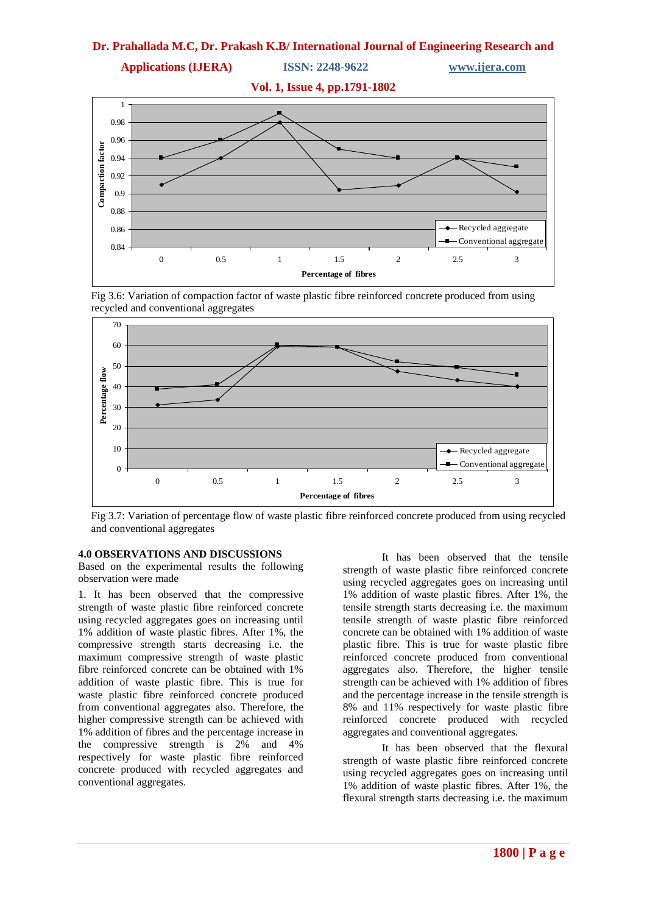Fig 3.6: Variation of compaction factor of waste plastic fibre reinforced concrete produced from using recycled and conventional aggregates

Fig 3.7: Variation of percentage flow of waste plastic fibre reinforced concrete produced from using recycled and conventional aggregates

### 4.0 OBSERVATIONS AND DISCUSSIONS

Based on the experimental results the following observation were made

1. It has been observed that the compressive strength of waste plastic fibre reinforced concrete using recycled aggregates goes on increasing until 1% addition of waste plastic fibres. After 1%, the compressive strength starts decreasing i.e. the maximum compressive strength of waste plastic fibre reinforced concrete can be obtained with 1% addition of waste plastic fibre. This is true for waste plastic fibre reinforced concrete produced from conventional aggregates also. Therefore, the higher compressive strength can be achieved with 1% addition of fibres and the percentage increase in the compressive strength is 2% and 4% respectively for waste plastic fibre reinforced concrete produced with recycled aggregates and conventional aggregates.

It has been observed that the tensile strength of waste plastic fibre reinforced concrete using recycled aggregates goes on increasing until 1% addition of waste plastic fibres. After 1%, the tensile strength starts decreasing i.e. the maximum tensile strength of waste plastic fibre reinforced concrete can be obtained with 1% addition of waste plastic fibre. This is true for waste plastic fibre reinforced concrete produced from conventional aggregates also. Therefore, the higher tensile strength can be achieved with 1% addition of fibres and the percentage increase in the tensile strength is 8% and 11% respectively for waste plastic fibre reinforced concrete produced with recycled aggregates and conventional aggregates.

It has been observed that the flexural strength of waste plastic fibre reinforced concrete using recycled aggregates goes on increasing until 1% addition of waste plastic fibres. After 1%, the flexural strength starts decreasing i.e. the maximum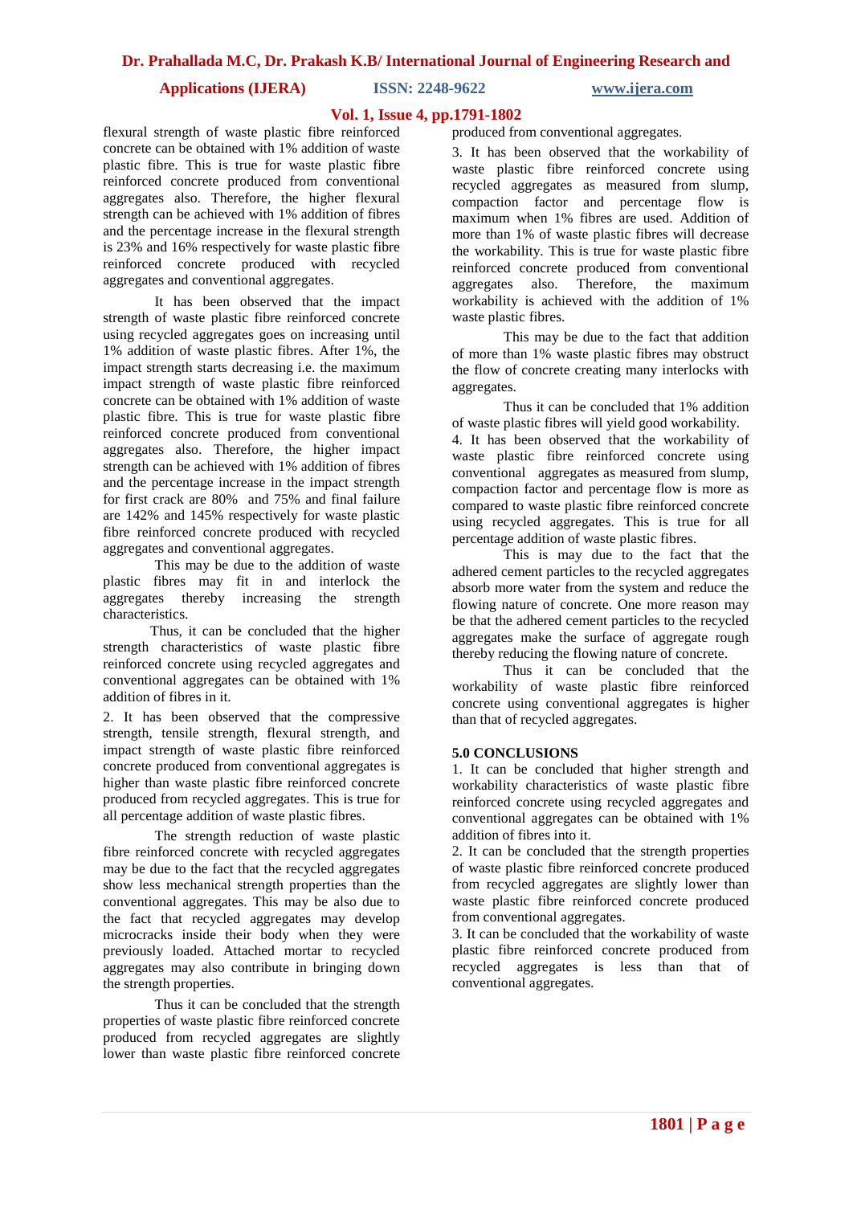flexural strength of waste plastic fibre reinforced concrete can be obtained with 1% addition of waste plastic fibre. This is true for waste plastic fibre reinforced concrete produced from conventional aggregates also. Therefore, the higher flexural strength can be achieved with 1% addition of fibres and the percentage increase in the flexural strength is 23% and 16% respectively for waste plastic fibre reinforced concrete produced with recycled aggregates and conventional aggregates.

It has been observed that the impact strength of waste plastic fibre reinforced concrete using recycled aggregates goes on increasing until 1% addition of waste plastic fibres. After 1%, the impact strength starts decreasing i.e. the maximum impact strength of waste plastic fibre reinforced concrete can be obtained with 1% addition of waste plastic fibre. This is true for waste plastic fibre reinforced concrete produced from conventional aggregates also. Therefore, the higher impact strength can be achieved with 1% addition of fibres and the percentage increase in the impact strength for first crack are 80% and 75% and final failure are 142% and 145% respectively for waste plastic fibre reinforced concrete produced with recycled aggregates and conventional aggregates.

This may be due to the addition of waste plastic fibres may fit in and interlock the aggregates thereby increasing the strength characteristics.

Thus, it can be concluded that the higher strength characteristics of waste plastic fibre reinforced concrete using recycled aggregates and conventional aggregates can be obtained with 1% addition of fibres in it.

2. It has been observed that the compressive strength, tensile strength, flexural strength, and impact strength of waste plastic fibre reinforced concrete produced from conventional aggregates is higher than waste plastic fibre reinforced concrete produced from recycled aggregates. This is true for all percentage addition of waste plastic fibres.

The strength reduction of waste plastic fibre reinforced concrete with recycled aggregates may be due to the fact that the recycled aggregates show less mechanical strength properties than the conventional aggregates. This may be also due to the fact that recycled aggregates may develop microcracks inside their body when they were previously loaded. Attached mortar to recycled aggregates may also contribute in bringing down the strength properties.

Thus it can be concluded that the strength properties of waste plastic fibre reinforced concrete produced from recycled aggregates are slightly lower than waste plastic fibre reinforced concrete produced from conventional aggregates.

3. It has been observed that the workability of waste plastic fibre reinforced concrete using recycled aggregates as measured from slump, compaction factor and percentage flow is maximum when 1% fibres are used. Addition of more than 1% of waste plastic fibres will decrease the workability. This is true for waste plastic fibre reinforced concrete produced from conventional aggregates also. Therefore, the maximum workability is achieved with the addition of 1% waste plastic fibres.

This may be due to the fact that addition of more than 1% waste plastic fibres may obstruct the flow of concrete creating many interlocks with aggregates.

Thus it can be concluded that 1% addition of waste plastic fibres will yield good workability.

4. It has been observed that the workability of waste plastic fibre reinforced concrete using conventional aggregates as measured from slump, compaction factor and percentage flow is more as compared to waste plastic fibre reinforced concrete using recycled aggregates. This is true for all percentage addition of waste plastic fibres.

This is may due to the fact that the adhered cement particles to the recycled aggregates absorb more water from the system and reduce the flowing nature of concrete. One more reason may be that the adhered cement particles to the recycled aggregates make the surface of aggregate rough thereby reducing the flowing nature of concrete.

Thus it can be concluded that the workability of waste plastic fibre reinforced concrete using conventional aggregates is higher than that of recycled aggregates.

## 5.0 CONCLUSIONS

1. It can be concluded that higher strength and workability characteristics of waste plastic fibre reinforced concrete using recycled aggregates and conventional aggregates can be obtained with 1% addition of fibres into it.
2. It can be concluded that the strength properties of waste plastic fibre reinforced concrete produced from recycled aggregates are slightly lower than waste plastic fibre reinforced concrete produced from conventional aggregates.
3. It can be concluded that the workability of waste plastic fibre reinforced concrete produced from recycled aggregates is less than that of conventional aggregates.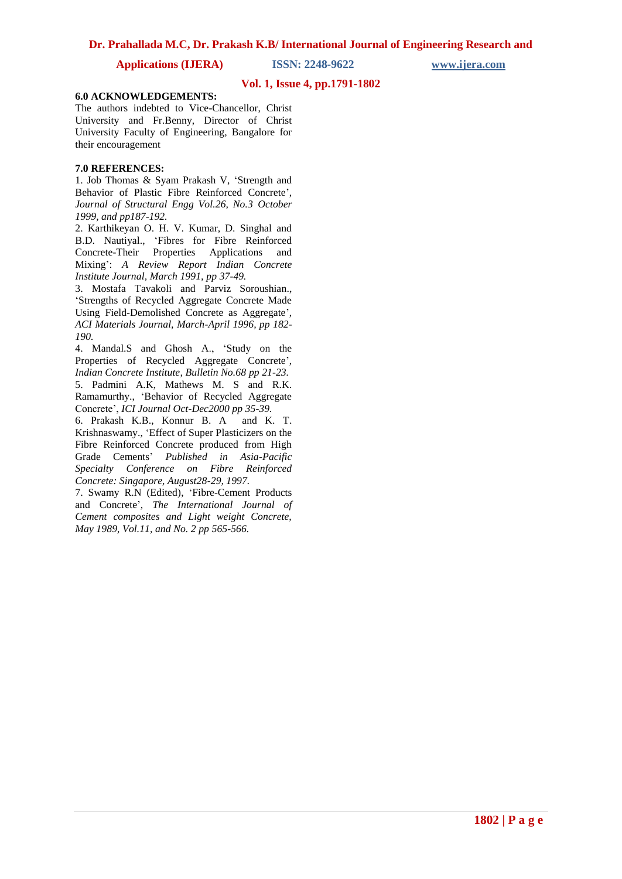## 6.0 ACKNOWLEDGEMENTS:

The authors indebted to Vice-Chancellor, Christ University and Fr.Benny, Director of Christ University Faculty of Engineering, Bangalore for their encouragement

## 7.0 REFERENCES:

1. Job Thomas & Syam Prakash V, 'Strength and Behavior of Plastic Fibre Reinforced Concrete', *Journal of Structural Engg Vol.26, No.3 October 1999, and pp187-192.*
2. Karthikeyan O. H. V. Kumar, D. Singhal and B.D. Nautiyal., 'Fibres for Fibre Reinforced Concrete-Their Properties Applications and Mixing': *A Review Report Indian Concrete Institute Journal, March 1991, pp 37-49.*
3. Mostafa Tavakoli and Parviz Soroushian., 'Strengths of Recycled Aggregate Concrete Made Using Field-Demolished Concrete as Aggregate', *ACI Materials Journal, March-April 1996, pp 182-190.*
4. Mandal.S and Ghosh A., 'Study on the Properties of Recycled Aggregate Concrete', *Indian Concrete Institute, Bulletin No.68 pp 21-23.*
5. Padmini A.K, Mathews M. S and R.K. Ramamurthy., 'Behavior of Recycled Aggregate Concrete', *ICI Journal Oct-Dec2000 pp 35-39.*
6. Prakash K.B., Konnur B. A and K. T. Krishnaswamy., 'Effect of Super Plasticizers on the Fibre Reinforced Concrete produced from High Grade Cements' *Published in Asia-Pacific Specialty Conference on Fibre Reinforced Concrete: Singapore, August28-29, 1997.*
7. Swamy R.N (Edited), 'Fibre-Cement Products and Concrete', *The International Journal of Cement composites and Light weight Concrete, May 1989, Vol.11, and No. 2 pp 565-566.*